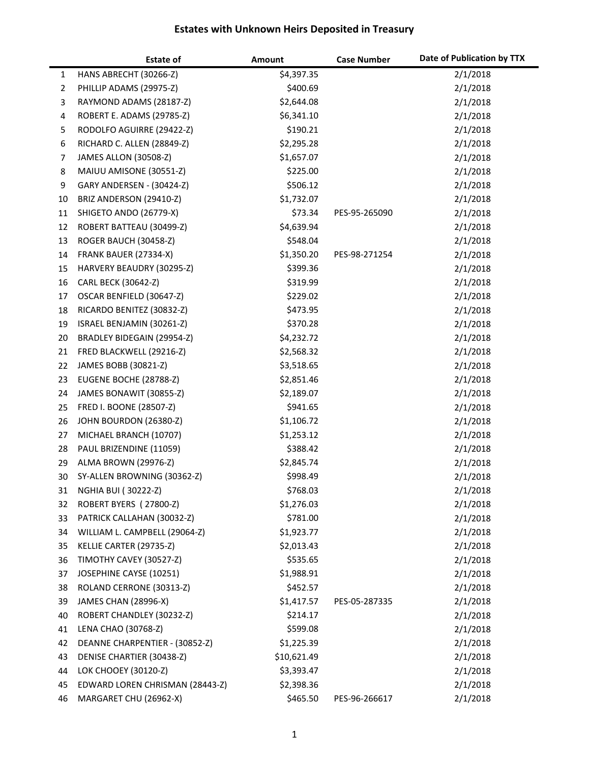# Estates with Unknown Heirs Deposited in Treasury

| | Estate of | Amount | Case Number | Date of Publication by TTX |
|---|---|---|---|---|
| 1 | HANS ABRECHT (30266-Z) | $4,397.35 | | 2/1/2018 |
| 2 | PHILLIP ADAMS (29975-Z) | $400.69 | | 2/1/2018 |
| 3 | RAYMOND ADAMS (28187-Z) | $2,644.08 | | 2/1/2018 |
| 4 | ROBERT E. ADAMS (29785-Z) | $6,341.10 | | 2/1/2018 |
| 5 | RODOLFO AGUIRRE (29422-Z) | $190.21 | | 2/1/2018 |
| 6 | RICHARD C. ALLEN (28849-Z) | $2,295.28 | | 2/1/2018 |
| 7 | JAMES ALLON (30508-Z) | $1,657.07 | | 2/1/2018 |
| 8 | MAIUU AMISONE (30551-Z) | $225.00 | | 2/1/2018 |
| 9 | GARY ANDERSEN - (30424-Z) | $506.12 | | 2/1/2018 |
| 10 | BRIZ ANDERSON (29410-Z) | $1,732.07 | | 2/1/2018 |
| 11 | SHIGETO ANDO (26779-X) | $73.34 | PES-95-265090 | 2/1/2018 |
| 12 | ROBERT BATTEAU (30499-Z) | $4,639.94 | | 2/1/2018 |
| 13 | ROGER BAUCH (30458-Z) | $548.04 | | 2/1/2018 |
| 14 | FRANK BAUER (27334-X) | $1,350.20 | PES-98-271254 | 2/1/2018 |
| 15 | HARVERY BEAUDRY (30295-Z) | $399.36 | | 2/1/2018 |
| 16 | CARL BECK (30642-Z) | $319.99 | | 2/1/2018 |
| 17 | OSCAR BENFIELD (30647-Z) | $229.02 | | 2/1/2018 |
| 18 | RICARDO BENITEZ (30832-Z) | $473.95 | | 2/1/2018 |
| 19 | ISRAEL BENJAMIN (30261-Z) | $370.28 | | 2/1/2018 |
| 20 | BRADLEY BIDEGAIN (29954-Z) | $4,232.72 | | 2/1/2018 |
| 21 | FRED BLACKWELL (29216-Z) | $2,568.32 | | 2/1/2018 |
| 22 | JAMES BOBB (30821-Z) | $3,518.65 | | 2/1/2018 |
| 23 | EUGENE BOCHE (28788-Z) | $2,851.46 | | 2/1/2018 |
| 24 | JAMES BONAWIT (30855-Z) | $2,189.07 | | 2/1/2018 |
| 25 | FRED I. BOONE (28507-Z) | $941.65 | | 2/1/2018 |
| 26 | JOHN BOURDON (26380-Z) | $1,106.72 | | 2/1/2018 |
| 27 | MICHAEL BRANCH (10707) | $1,253.12 | | 2/1/2018 |
| 28 | PAUL BRIZENDINE (11059) | $388.42 | | 2/1/2018 |
| 29 | ALMA BROWN (29976-Z) | $2,845.74 | | 2/1/2018 |
| 30 | SY-ALLEN BROWNING (30362-Z) | $998.49 | | 2/1/2018 |
| 31 | NGHIA BUI ( 30222-Z) | $768.03 | | 2/1/2018 |
| 32 | ROBERT BYERS ( 27800-Z) | $1,276.03 | | 2/1/2018 |
| 33 | PATRICK CALLAHAN (30032-Z) | $781.00 | | 2/1/2018 |
| 34 | WILLIAM L. CAMPBELL (29064-Z) | $1,923.77 | | 2/1/2018 |
| 35 | KELLIE CARTER (29735-Z) | $2,013.43 | | 2/1/2018 |
| 36 | TIMOTHY CAVEY (30527-Z) | $535.65 | | 2/1/2018 |
| 37 | JOSEPHINE CAYSE (10251) | $1,988.91 | | 2/1/2018 |
| 38 | ROLAND CERRONE (30313-Z) | $452.57 | | 2/1/2018 |
| 39 | JAMES CHAN (28996-X) | $1,417.57 | PES-05-287335 | 2/1/2018 |
| 40 | ROBERT CHANDLEY (30232-Z) | $214.17 | | 2/1/2018 |
| 41 | LENA CHAO (30768-Z) | $599.08 | | 2/1/2018 |
| 42 | DEANNE CHARPENTIER - (30852-Z) | $1,225.39 | | 2/1/2018 |
| 43 | DENISE CHARTIER (30438-Z) | $10,621.49 | | 2/1/2018 |
| 44 | LOK CHOOEY (30120-Z) | $3,393.47 | | 2/1/2018 |
| 45 | EDWARD LOREN CHRISMAN (28443-Z) | $2,398.36 | | 2/1/2018 |
| 46 | MARGARET CHU (26962-X) | $465.50 | PES-96-266617 | 2/1/2018 |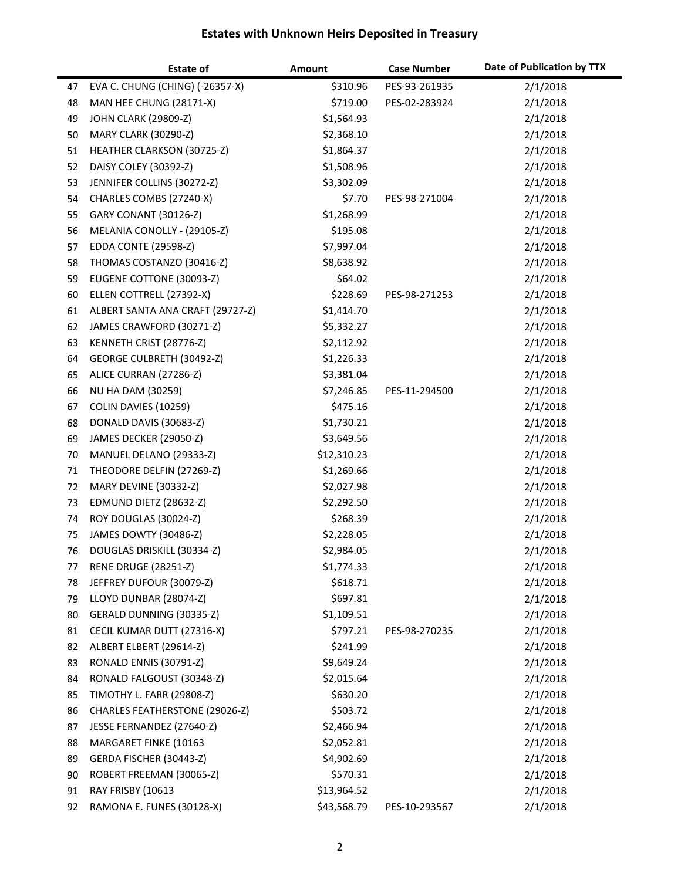# Estates with Unknown Heirs Deposited in Treasury

| | Estate of | Amount | Case Number | Date of Publication by TTX |
|---|---|---|---|---|
| 47 | EVA C. CHUNG (CHING) (-26357-X) | $310.96 | PES-93-261935 | 2/1/2018 |
| 48 | MAN HEE CHUNG (28171-X) | $719.00 | PES-02-283924 | 2/1/2018 |
| 49 | JOHN CLARK (29809-Z) | $1,564.93 | | 2/1/2018 |
| 50 | MARY CLARK (30290-Z) | $2,368.10 | | 2/1/2018 |
| 51 | HEATHER CLARKSON (30725-Z) | $1,864.37 | | 2/1/2018 |
| 52 | DAISY COLEY (30392-Z) | $1,508.96 | | 2/1/2018 |
| 53 | JENNIFER COLLINS (30272-Z) | $3,302.09 | | 2/1/2018 |
| 54 | CHARLES COMBS (27240-X) | $7.70 | PES-98-271004 | 2/1/2018 |
| 55 | GARY CONANT (30126-Z) | $1,268.99 | | 2/1/2018 |
| 56 | MELANIA CONOLLY - (29105-Z) | $195.08 | | 2/1/2018 |
| 57 | EDDA CONTE (29598-Z) | $7,997.04 | | 2/1/2018 |
| 58 | THOMAS COSTANZO (30416-Z) | $8,638.92 | | 2/1/2018 |
| 59 | EUGENE COTTONE (30093-Z) | $64.02 | | 2/1/2018 |
| 60 | ELLEN COTTRELL (27392-X) | $228.69 | PES-98-271253 | 2/1/2018 |
| 61 | ALBERT SANTA ANA CRAFT (29727-Z) | $1,414.70 | | 2/1/2018 |
| 62 | JAMES CRAWFORD (30271-Z) | $5,332.27 | | 2/1/2018 |
| 63 | KENNETH CRIST (28776-Z) | $2,112.92 | | 2/1/2018 |
| 64 | GEORGE CULBRETH (30492-Z) | $1,226.33 | | 2/1/2018 |
| 65 | ALICE CURRAN (27286-Z) | $3,381.04 | | 2/1/2018 |
| 66 | NU HA DAM (30259) | $7,246.85 | PES-11-294500 | 2/1/2018 |
| 67 | COLIN DAVIES (10259) | $475.16 | | 2/1/2018 |
| 68 | DONALD DAVIS (30683-Z) | $1,730.21 | | 2/1/2018 |
| 69 | JAMES DECKER (29050-Z) | $3,649.56 | | 2/1/2018 |
| 70 | MANUEL DELANO (29333-Z) | $12,310.23 | | 2/1/2018 |
| 71 | THEODORE DELFIN (27269-Z) | $1,269.66 | | 2/1/2018 |
| 72 | MARY DEVINE (30332-Z) | $2,027.98 | | 2/1/2018 |
| 73 | EDMUND DIETZ (28632-Z) | $2,292.50 | | 2/1/2018 |
| 74 | ROY DOUGLAS (30024-Z) | $268.39 | | 2/1/2018 |
| 75 | JAMES DOWTY (30486-Z) | $2,228.05 | | 2/1/2018 |
| 76 | DOUGLAS DRISKILL (30334-Z) | $2,984.05 | | 2/1/2018 |
| 77 | RENE DRUGE (28251-Z) | $1,774.33 | | 2/1/2018 |
| 78 | JEFFREY DUFOUR (30079-Z) | $618.71 | | 2/1/2018 |
| 79 | LLOYD DUNBAR (28074-Z) | $697.81 | | 2/1/2018 |
| 80 | GERALD DUNNING (30335-Z) | $1,109.51 | | 2/1/2018 |
| 81 | CECIL KUMAR DUTT (27316-X) | $797.21 | PES-98-270235 | 2/1/2018 |
| 82 | ALBERT ELBERT (29614-Z) | $241.99 | | 2/1/2018 |
| 83 | RONALD ENNIS (30791-Z) | $9,649.24 | | 2/1/2018 |
| 84 | RONALD FALGOUST (30348-Z) | $2,015.64 | | 2/1/2018 |
| 85 | TIMOTHY L. FARR (29808-Z) | $630.20 | | 2/1/2018 |
| 86 | CHARLES FEATHERSTONE (29026-Z) | $503.72 | | 2/1/2018 |
| 87 | JESSE FERNANDEZ (27640-Z) | $2,466.94 | | 2/1/2018 |
| 88 | MARGARET FINKE (10163 | $2,052.81 | | 2/1/2018 |
| 89 | GERDA FISCHER (30443-Z) | $4,902.69 | | 2/1/2018 |
| 90 | ROBERT FREEMAN (30065-Z) | $570.31 | | 2/1/2018 |
| 91 | RAY FRISBY (10613 | $13,964.52 | | 2/1/2018 |
| 92 | RAMONA E. FUNES (30128-X) | $43,568.79 | PES-10-293567 | 2/1/2018 |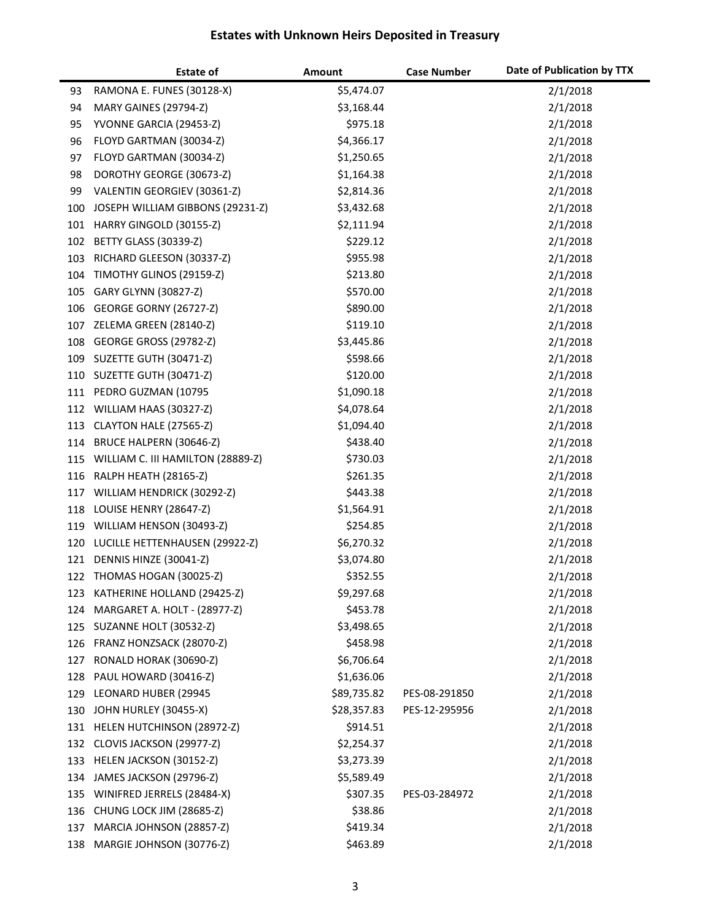# Estates with Unknown Heirs Deposited in Treasury

| | Estate of | Amount | Case Number | Date of Publication by TTX |
|---|---|---|---|---|
| 93 | RAMONA E. FUNES (30128-X) | $5,474.07 | | 2/1/2018 |
| 94 | MARY GAINES (29794-Z) | $3,168.44 | | 2/1/2018 |
| 95 | YVONNE GARCIA (29453-Z) | $975.18 | | 2/1/2018 |
| 96 | FLOYD GARTMAN (30034-Z) | $4,366.17 | | 2/1/2018 |
| 97 | FLOYD GARTMAN (30034-Z) | $1,250.65 | | 2/1/2018 |
| 98 | DOROTHY GEORGE (30673-Z) | $1,164.38 | | 2/1/2018 |
| 99 | VALENTIN GEORGIEV (30361-Z) | $2,814.36 | | 2/1/2018 |
| 100 | JOSEPH WILLIAM GIBBONS (29231-Z) | $3,432.68 | | 2/1/2018 |
| 101 | HARRY GINGOLD (30155-Z) | $2,111.94 | | 2/1/2018 |
| 102 | BETTY GLASS (30339-Z) | $229.12 | | 2/1/2018 |
| 103 | RICHARD GLEESON (30337-Z) | $955.98 | | 2/1/2018 |
| 104 | TIMOTHY GLINOS (29159-Z) | $213.80 | | 2/1/2018 |
| 105 | GARY GLYNN (30827-Z) | $570.00 | | 2/1/2018 |
| 106 | GEORGE GORNY (26727-Z) | $890.00 | | 2/1/2018 |
| 107 | ZELEMA GREEN (28140-Z) | $119.10 | | 2/1/2018 |
| 108 | GEORGE GROSS (29782-Z) | $3,445.86 | | 2/1/2018 |
| 109 | SUZETTE GUTH (30471-Z) | $598.66 | | 2/1/2018 |
| 110 | SUZETTE GUTH (30471-Z) | $120.00 | | 2/1/2018 |
| 111 | PEDRO GUZMAN (10795 | $1,090.18 | | 2/1/2018 |
| 112 | WILLIAM HAAS (30327-Z) | $4,078.64 | | 2/1/2018 |
| 113 | CLAYTON HALE (27565-Z) | $1,094.40 | | 2/1/2018 |
| 114 | BRUCE HALPERN (30646-Z) | $438.40 | | 2/1/2018 |
| 115 | WILLIAM C. III HAMILTON (28889-Z) | $730.03 | | 2/1/2018 |
| 116 | RALPH HEATH (28165-Z) | $261.35 | | 2/1/2018 |
| 117 | WILLIAM HENDRICK (30292-Z) | $443.38 | | 2/1/2018 |
| 118 | LOUISE HENRY (28647-Z) | $1,564.91 | | 2/1/2018 |
| 119 | WILLIAM HENSON (30493-Z) | $254.85 | | 2/1/2018 |
| 120 | LUCILLE HETTENHAUSEN (29922-Z) | $6,270.32 | | 2/1/2018 |
| 121 | DENNIS HINZE (30041-Z) | $3,074.80 | | 2/1/2018 |
| 122 | THOMAS HOGAN (30025-Z) | $352.55 | | 2/1/2018 |
| 123 | KATHERINE HOLLAND (29425-Z) | $9,297.68 | | 2/1/2018 |
| 124 | MARGARET A. HOLT - (28977-Z) | $453.78 | | 2/1/2018 |
| 125 | SUZANNE HOLT (30532-Z) | $3,498.65 | | 2/1/2018 |
| 126 | FRANZ HONZSACK (28070-Z) | $458.98 | | 2/1/2018 |
| 127 | RONALD HORAK (30690-Z) | $6,706.64 | | 2/1/2018 |
| 128 | PAUL HOWARD (30416-Z) | $1,636.06 | | 2/1/2018 |
| 129 | LEONARD HUBER (29945 | $89,735.82 | PES-08-291850 | 2/1/2018 |
| 130 | JOHN HURLEY (30455-X) | $28,357.83 | PES-12-295956 | 2/1/2018 |
| 131 | HELEN HUTCHINSON (28972-Z) | $914.51 | | 2/1/2018 |
| 132 | CLOVIS JACKSON (29977-Z) | $2,254.37 | | 2/1/2018 |
| 133 | HELEN JACKSON (30152-Z) | $3,273.39 | | 2/1/2018 |
| 134 | JAMES JACKSON (29796-Z) | $5,589.49 | | 2/1/2018 |
| 135 | WINIFRED JERRELS (28484-X) | $307.35 | PES-03-284972 | 2/1/2018 |
| 136 | CHUNG LOCK JIM (28685-Z) | $38.86 | | 2/1/2018 |
| 137 | MARCIA JOHNSON (28857-Z) | $419.34 | | 2/1/2018 |
| 138 | MARGIE JOHNSON (30776-Z) | $463.89 | | 2/1/2018 |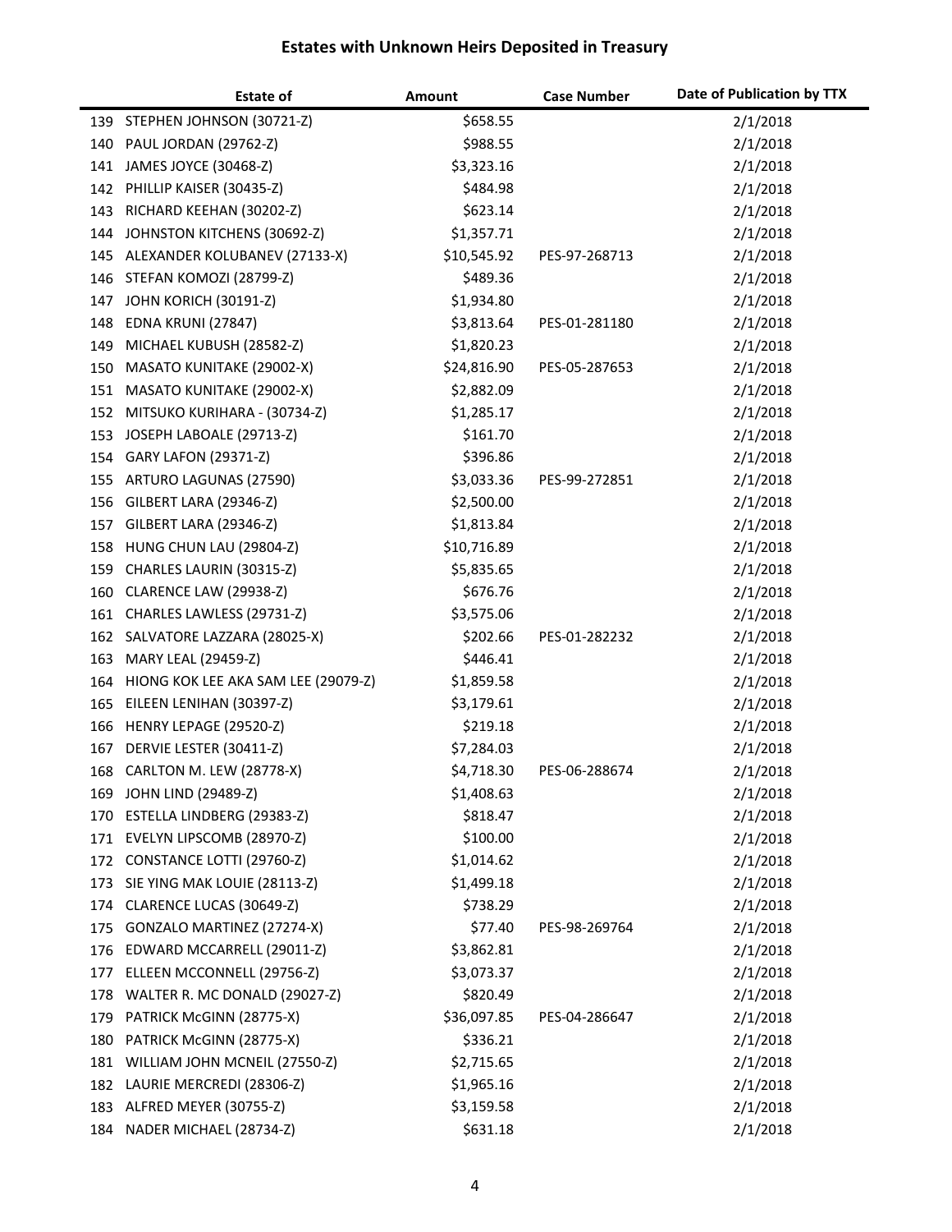# Estates with Unknown Heirs Deposited in Treasury

| | Estate of | Amount | Case Number | Date of Publication by TTX |
|---|---|---|---|---|
| 139 | STEPHEN JOHNSON (30721-Z) | $658.55 | | 2/1/2018 |
| 140 | PAUL JORDAN (29762-Z) | $988.55 | | 2/1/2018 |
| 141 | JAMES JOYCE (30468-Z) | $3,323.16 | | 2/1/2018 |
| 142 | PHILLIP KAISER (30435-Z) | $484.98 | | 2/1/2018 |
| 143 | RICHARD KEEHAN (30202-Z) | $623.14 | | 2/1/2018 |
| 144 | JOHNSTON KITCHENS (30692-Z) | $1,357.71 | | 2/1/2018 |
| 145 | ALEXANDER KOLUBANEV (27133-X) | $10,545.92 | PES-97-268713 | 2/1/2018 |
| 146 | STEFAN KOMOZI (28799-Z) | $489.36 | | 2/1/2018 |
| 147 | JOHN KORICH (30191-Z) | $1,934.80 | | 2/1/2018 |
| 148 | EDNA KRUNI (27847) | $3,813.64 | PES-01-281180 | 2/1/2018 |
| 149 | MICHAEL KUBUSH (28582-Z) | $1,820.23 | | 2/1/2018 |
| 150 | MASATO KUNITAKE (29002-X) | $24,816.90 | PES-05-287653 | 2/1/2018 |
| 151 | MASATO KUNITAKE (29002-X) | $2,882.09 | | 2/1/2018 |
| 152 | MITSUKO KURIHARA - (30734-Z) | $1,285.17 | | 2/1/2018 |
| 153 | JOSEPH LABOALE (29713-Z) | $161.70 | | 2/1/2018 |
| 154 | GARY LAFON (29371-Z) | $396.86 | | 2/1/2018 |
| 155 | ARTURO LAGUNAS (27590) | $3,033.36 | PES-99-272851 | 2/1/2018 |
| 156 | GILBERT LARA (29346-Z) | $2,500.00 | | 2/1/2018 |
| 157 | GILBERT LARA (29346-Z) | $1,813.84 | | 2/1/2018 |
| 158 | HUNG CHUN LAU (29804-Z) | $10,716.89 | | 2/1/2018 |
| 159 | CHARLES LAURIN (30315-Z) | $5,835.65 | | 2/1/2018 |
| 160 | CLARENCE LAW (29938-Z) | $676.76 | | 2/1/2018 |
| 161 | CHARLES LAWLESS (29731-Z) | $3,575.06 | | 2/1/2018 |
| 162 | SALVATORE LAZZARA (28025-X) | $202.66 | PES-01-282232 | 2/1/2018 |
| 163 | MARY LEAL (29459-Z) | $446.41 | | 2/1/2018 |
| 164 | HIONG KOK LEE AKA SAM LEE (29079-Z) | $1,859.58 | | 2/1/2018 |
| 165 | EILEEN LENIHAN (30397-Z) | $3,179.61 | | 2/1/2018 |
| 166 | HENRY LEPAGE (29520-Z) | $219.18 | | 2/1/2018 |
| 167 | DERVIE LESTER (30411-Z) | $7,284.03 | | 2/1/2018 |
| 168 | CARLTON M. LEW (28778-X) | $4,718.30 | PES-06-288674 | 2/1/2018 |
| 169 | JOHN LIND (29489-Z) | $1,408.63 | | 2/1/2018 |
| 170 | ESTELLA LINDBERG (29383-Z) | $818.47 | | 2/1/2018 |
| 171 | EVELYN LIPSCOMB (28970-Z) | $100.00 | | 2/1/2018 |
| 172 | CONSTANCE LOTTI (29760-Z) | $1,014.62 | | 2/1/2018 |
| 173 | SIE YING MAK LOUIE (28113-Z) | $1,499.18 | | 2/1/2018 |
| 174 | CLARENCE LUCAS (30649-Z) | $738.29 | | 2/1/2018 |
| 175 | GONZALO MARTINEZ (27274-X) | $77.40 | PES-98-269764 | 2/1/2018 |
| 176 | EDWARD MCCARRELL (29011-Z) | $3,862.81 | | 2/1/2018 |
| 177 | ELLEEN MCCONNELL (29756-Z) | $3,073.37 | | 2/1/2018 |
| 178 | WALTER R. MC DONALD (29027-Z) | $820.49 | | 2/1/2018 |
| 179 | PATRICK McGINN (28775-X) | $36,097.85 | PES-04-286647 | 2/1/2018 |
| 180 | PATRICK McGINN (28775-X) | $336.21 | | 2/1/2018 |
| 181 | WILLIAM JOHN MCNEIL (27550-Z) | $2,715.65 | | 2/1/2018 |
| 182 | LAURIE MERCREDI (28306-Z) | $1,965.16 | | 2/1/2018 |
| 183 | ALFRED MEYER (30755-Z) | $3,159.58 | | 2/1/2018 |
| 184 | NADER MICHAEL (28734-Z) | $631.18 | | 2/1/2018 |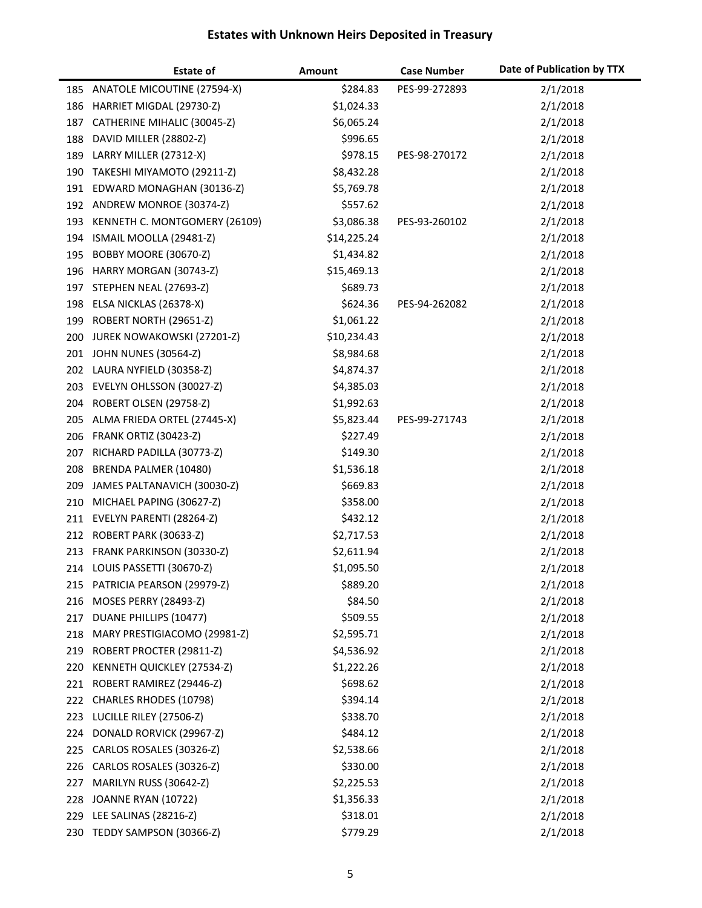# Estates with Unknown Heirs Deposited in Treasury

| | Estate of | Amount | Case Number | Date of Publication by TTX |
|---|---|---|---|---|
| 185 | ANATOLE MICOUTINE (27594-X) | $284.83 | PES-99-272893 | 2/1/2018 |
| 186 | HARRIET MIGDAL (29730-Z) | $1,024.33 | | 2/1/2018 |
| 187 | CATHERINE MIHALIC (30045-Z) | $6,065.24 | | 2/1/2018 |
| 188 | DAVID MILLER (28802-Z) | $996.65 | | 2/1/2018 |
| 189 | LARRY MILLER (27312-X) | $978.15 | PES-98-270172 | 2/1/2018 |
| 190 | TAKESHI MIYAMOTO (29211-Z) | $8,432.28 | | 2/1/2018 |
| 191 | EDWARD MONAGHAN (30136-Z) | $5,769.78 | | 2/1/2018 |
| 192 | ANDREW MONROE (30374-Z) | $557.62 | | 2/1/2018 |
| 193 | KENNETH C. MONTGOMERY (26109) | $3,086.38 | PES-93-260102 | 2/1/2018 |
| 194 | ISMAIL MOOLLA (29481-Z) | $14,225.24 | | 2/1/2018 |
| 195 | BOBBY MOORE (30670-Z) | $1,434.82 | | 2/1/2018 |
| 196 | HARRY MORGAN (30743-Z) | $15,469.13 | | 2/1/2018 |
| 197 | STEPHEN NEAL (27693-Z) | $689.73 | | 2/1/2018 |
| 198 | ELSA NICKLAS (26378-X) | $624.36 | PES-94-262082 | 2/1/2018 |
| 199 | ROBERT NORTH (29651-Z) | $1,061.22 | | 2/1/2018 |
| 200 | JUREK NOWAKOWSKI (27201-Z) | $10,234.43 | | 2/1/2018 |
| 201 | JOHN NUNES (30564-Z) | $8,984.68 | | 2/1/2018 |
| 202 | LAURA NYFIELD (30358-Z) | $4,874.37 | | 2/1/2018 |
| 203 | EVELYN OHLSSON (30027-Z) | $4,385.03 | | 2/1/2018 |
| 204 | ROBERT OLSEN (29758-Z) | $1,992.63 | | 2/1/2018 |
| 205 | ALMA FRIEDA ORTEL (27445-X) | $5,823.44 | PES-99-271743 | 2/1/2018 |
| 206 | FRANK ORTIZ (30423-Z) | $227.49 | | 2/1/2018 |
| 207 | RICHARD PADILLA (30773-Z) | $149.30 | | 2/1/2018 |
| 208 | BRENDA PALMER (10480) | $1,536.18 | | 2/1/2018 |
| 209 | JAMES PALTANAVICH (30030-Z) | $669.83 | | 2/1/2018 |
| 210 | MICHAEL PAPING (30627-Z) | $358.00 | | 2/1/2018 |
| 211 | EVELYN PARENTI (28264-Z) | $432.12 | | 2/1/2018 |
| 212 | ROBERT PARK (30633-Z) | $2,717.53 | | 2/1/2018 |
| 213 | FRANK PARKINSON (30330-Z) | $2,611.94 | | 2/1/2018 |
| 214 | LOUIS PASSETTI (30670-Z) | $1,095.50 | | 2/1/2018 |
| 215 | PATRICIA PEARSON (29979-Z) | $889.20 | | 2/1/2018 |
| 216 | MOSES PERRY (28493-Z) | $84.50 | | 2/1/2018 |
| 217 | DUANE PHILLIPS (10477) | $509.55 | | 2/1/2018 |
| 218 | MARY PRESTIGIACOMO (29981-Z) | $2,595.71 | | 2/1/2018 |
| 219 | ROBERT PROCTER (29811-Z) | $4,536.92 | | 2/1/2018 |
| 220 | KENNETH QUICKLEY (27534-Z) | $1,222.26 | | 2/1/2018 |
| 221 | ROBERT RAMIREZ (29446-Z) | $698.62 | | 2/1/2018 |
| 222 | CHARLES RHODES (10798) | $394.14 | | 2/1/2018 |
| 223 | LUCILLE RILEY (27506-Z) | $338.70 | | 2/1/2018 |
| 224 | DONALD RORVICK (29967-Z) | $484.12 | | 2/1/2018 |
| 225 | CARLOS ROSALES (30326-Z) | $2,538.66 | | 2/1/2018 |
| 226 | CARLOS ROSALES (30326-Z) | $330.00 | | 2/1/2018 |
| 227 | MARILYN RUSS (30642-Z) | $2,225.53 | | 2/1/2018 |
| 228 | JOANNE RYAN (10722) | $1,356.33 | | 2/1/2018 |
| 229 | LEE SALINAS (28216-Z) | $318.01 | | 2/1/2018 |
| 230 | TEDDY SAMPSON (30366-Z) | $779.29 | | 2/1/2018 |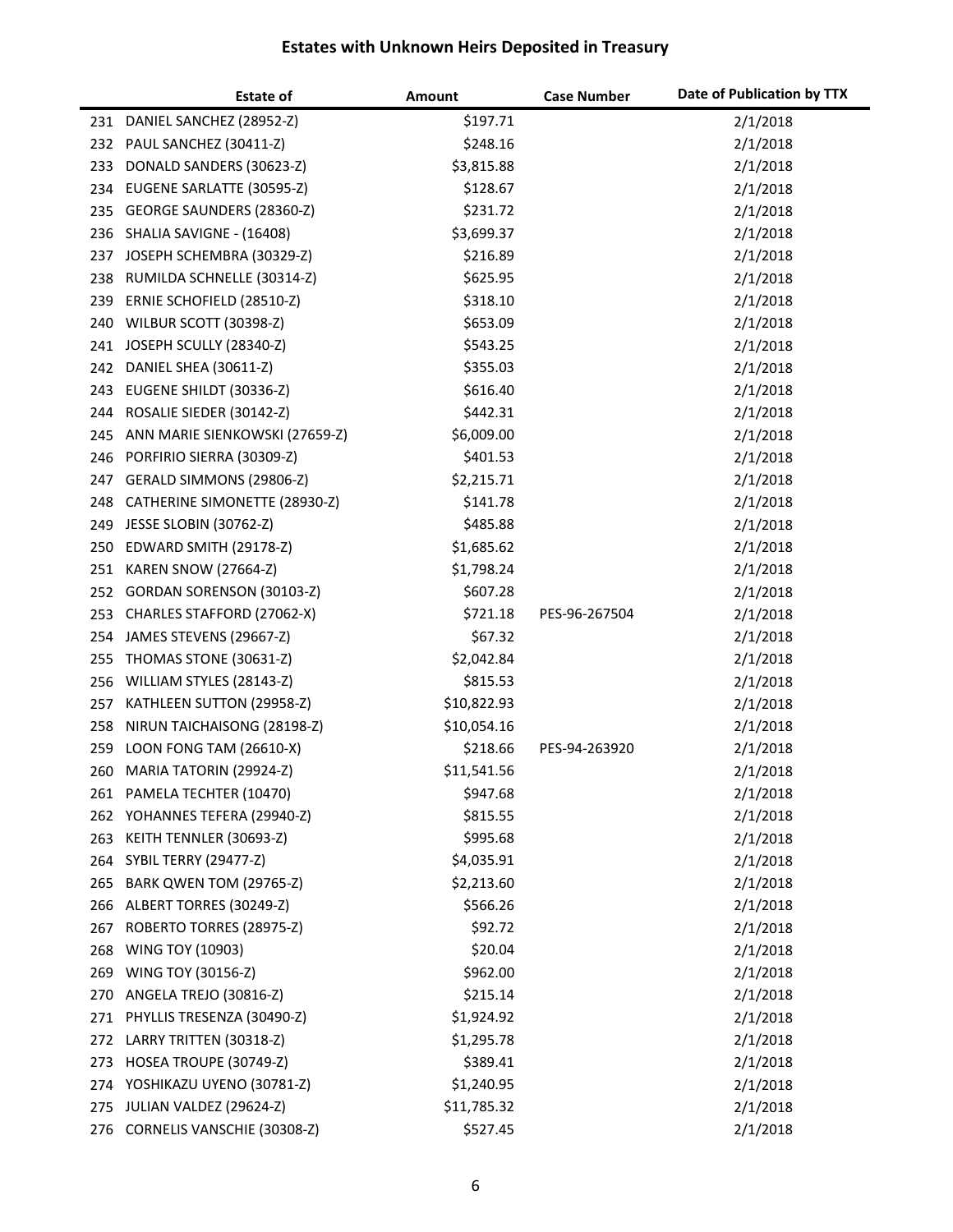# Estates with Unknown Heirs Deposited in Treasury

| | Estate of | Amount | Case Number | Date of Publication by TTX |
|---|---|---|---|---|
| 231 | DANIEL SANCHEZ (28952-Z) | $197.71 | | 2/1/2018 |
| 232 | PAUL SANCHEZ (30411-Z) | $248.16 | | 2/1/2018 |
| 233 | DONALD SANDERS (30623-Z) | $3,815.88 | | 2/1/2018 |
| 234 | EUGENE SARLATTE (30595-Z) | $128.67 | | 2/1/2018 |
| 235 | GEORGE SAUNDERS (28360-Z) | $231.72 | | 2/1/2018 |
| 236 | SHALIA SAVIGNE - (16408) | $3,699.37 | | 2/1/2018 |
| 237 | JOSEPH SCHEMBRA (30329-Z) | $216.89 | | 2/1/2018 |
| 238 | RUMILDA SCHNELLE (30314-Z) | $625.95 | | 2/1/2018 |
| 239 | ERNIE SCHOFIELD (28510-Z) | $318.10 | | 2/1/2018 |
| 240 | WILBUR SCOTT (30398-Z) | $653.09 | | 2/1/2018 |
| 241 | JOSEPH SCULLY (28340-Z) | $543.25 | | 2/1/2018 |
| 242 | DANIEL SHEA (30611-Z) | $355.03 | | 2/1/2018 |
| 243 | EUGENE SHILDT (30336-Z) | $616.40 | | 2/1/2018 |
| 244 | ROSALIE SIEDER (30142-Z) | $442.31 | | 2/1/2018 |
| 245 | ANN MARIE SIENKOWSKI (27659-Z) | $6,009.00 | | 2/1/2018 |
| 246 | PORFIRIO SIERRA (30309-Z) | $401.53 | | 2/1/2018 |
| 247 | GERALD SIMMONS (29806-Z) | $2,215.71 | | 2/1/2018 |
| 248 | CATHERINE SIMONETTE (28930-Z) | $141.78 | | 2/1/2018 |
| 249 | JESSE SLOBIN (30762-Z) | $485.88 | | 2/1/2018 |
| 250 | EDWARD SMITH (29178-Z) | $1,685.62 | | 2/1/2018 |
| 251 | KAREN SNOW (27664-Z) | $1,798.24 | | 2/1/2018 |
| 252 | GORDAN SORENSON (30103-Z) | $607.28 | | 2/1/2018 |
| 253 | CHARLES STAFFORD (27062-X) | $721.18 | PES-96-267504 | 2/1/2018 |
| 254 | JAMES STEVENS (29667-Z) | $67.32 | | 2/1/2018 |
| 255 | THOMAS STONE (30631-Z) | $2,042.84 | | 2/1/2018 |
| 256 | WILLIAM STYLES (28143-Z) | $815.53 | | 2/1/2018 |
| 257 | KATHLEEN SUTTON (29958-Z) | $10,822.93 | | 2/1/2018 |
| 258 | NIRUN TAICHAISONG (28198-Z) | $10,054.16 | | 2/1/2018 |
| 259 | LOON FONG TAM (26610-X) | $218.66 | PES-94-263920 | 2/1/2018 |
| 260 | MARIA TATORIN (29924-Z) | $11,541.56 | | 2/1/2018 |
| 261 | PAMELA TECHTER (10470) | $947.68 | | 2/1/2018 |
| 262 | YOHANNES TEFERA (29940-Z) | $815.55 | | 2/1/2018 |
| 263 | KEITH TENNLER (30693-Z) | $995.68 | | 2/1/2018 |
| 264 | SYBIL TERRY (29477-Z) | $4,035.91 | | 2/1/2018 |
| 265 | BARK QWEN TOM (29765-Z) | $2,213.60 | | 2/1/2018 |
| 266 | ALBERT TORRES (30249-Z) | $566.26 | | 2/1/2018 |
| 267 | ROBERTO TORRES (28975-Z) | $92.72 | | 2/1/2018 |
| 268 | WING TOY (10903) | $20.04 | | 2/1/2018 |
| 269 | WING TOY (30156-Z) | $962.00 | | 2/1/2018 |
| 270 | ANGELA TREJO (30816-Z) | $215.14 | | 2/1/2018 |
| 271 | PHYLLIS TRESENZA (30490-Z) | $1,924.92 | | 2/1/2018 |
| 272 | LARRY TRITTEN (30318-Z) | $1,295.78 | | 2/1/2018 |
| 273 | HOSEA TROUPE (30749-Z) | $389.41 | | 2/1/2018 |
| 274 | YOSHIKAZU UYENO (30781-Z) | $1,240.95 | | 2/1/2018 |
| 275 | JULIAN VALDEZ (29624-Z) | $11,785.32 | | 2/1/2018 |
| 276 | CORNELIS VANSCHIE (30308-Z) | $527.45 | | 2/1/2018 |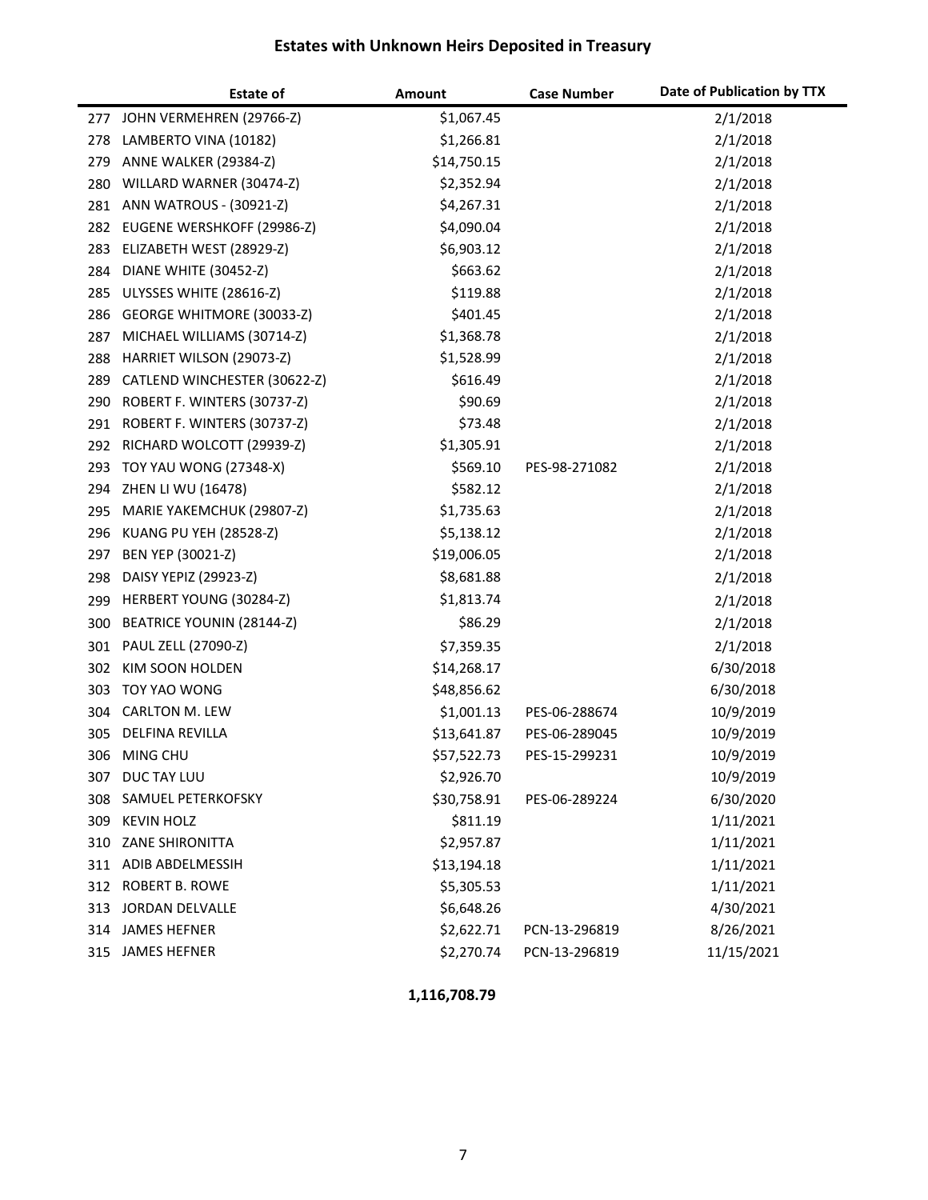# Estates with Unknown Heirs Deposited in Treasury

| | Estate of | Amount | Case Number | Date of Publication by TTX |
|---|---|---|---|---|
| 277 | JOHN VERMEHREN (29766-Z) | $1,067.45 | | 2/1/2018 |
| 278 | LAMBERTO VINA (10182) | $1,266.81 | | 2/1/2018 |
| 279 | ANNE WALKER (29384-Z) | $14,750.15 | | 2/1/2018 |
| 280 | WILLARD WARNER (30474-Z) | $2,352.94 | | 2/1/2018 |
| 281 | ANN WATROUS - (30921-Z) | $4,267.31 | | 2/1/2018 |
| 282 | EUGENE WERSHKOFF (29986-Z) | $4,090.04 | | 2/1/2018 |
| 283 | ELIZABETH WEST (28929-Z) | $6,903.12 | | 2/1/2018 |
| 284 | DIANE WHITE (30452-Z) | $663.62 | | 2/1/2018 |
| 285 | ULYSSES WHITE (28616-Z) | $119.88 | | 2/1/2018 |
| 286 | GEORGE WHITMORE (30033-Z) | $401.45 | | 2/1/2018 |
| 287 | MICHAEL WILLIAMS (30714-Z) | $1,368.78 | | 2/1/2018 |
| 288 | HARRIET WILSON (29073-Z) | $1,528.99 | | 2/1/2018 |
| 289 | CATLEND WINCHESTER (30622-Z) | $616.49 | | 2/1/2018 |
| 290 | ROBERT F. WINTERS (30737-Z) | $90.69 | | 2/1/2018 |
| 291 | ROBERT F. WINTERS (30737-Z) | $73.48 | | 2/1/2018 |
| 292 | RICHARD WOLCOTT (29939-Z) | $1,305.91 | | 2/1/2018 |
| 293 | TOY YAU WONG (27348-X) | $569.10 | PES-98-271082 | 2/1/2018 |
| 294 | ZHEN LI WU (16478) | $582.12 | | 2/1/2018 |
| 295 | MARIE YAKEMCHUK (29807-Z) | $1,735.63 | | 2/1/2018 |
| 296 | KUANG PU YEH (28528-Z) | $5,138.12 | | 2/1/2018 |
| 297 | BEN YEP (30021-Z) | $19,006.05 | | 2/1/2018 |
| 298 | DAISY YEPIZ (29923-Z) | $8,681.88 | | 2/1/2018 |
| 299 | HERBERT YOUNG (30284-Z) | $1,813.74 | | 2/1/2018 |
| 300 | BEATRICE YOUNIN (28144-Z) | $86.29 | | 2/1/2018 |
| 301 | PAUL ZELL (27090-Z) | $7,359.35 | | 2/1/2018 |
| 302 | KIM SOON HOLDEN | $14,268.17 | | 6/30/2018 |
| 303 | TOY YAO WONG | $48,856.62 | | 6/30/2018 |
| 304 | CARLTON M. LEW | $1,001.13 | PES-06-288674 | 10/9/2019 |
| 305 | DELFINA REVILLA | $13,641.87 | PES-06-289045 | 10/9/2019 |
| 306 | MING CHU | $57,522.73 | PES-15-299231 | 10/9/2019 |
| 307 | DUC TAY LUU | $2,926.70 | | 10/9/2019 |
| 308 | SAMUEL PETERKOFSKY | $30,758.91 | PES-06-289224 | 6/30/2020 |
| 309 | KEVIN HOLZ | $811.19 | | 1/11/2021 |
| 310 | ZANE SHIRONITTA | $2,957.87 | | 1/11/2021 |
| 311 | ADIB ABDELMESSIH | $13,194.18 | | 1/11/2021 |
| 312 | ROBERT B. ROWE | $5,305.53 | | 1/11/2021 |
| 313 | JORDAN DELVALLE | $6,648.26 | | 4/30/2021 |
| 314 | JAMES HEFNER | $2,622.71 | PCN-13-296819 | 8/26/2021 |
| 315 | JAMES HEFNER | $2,270.74 | PCN-13-296819 | 11/15/2021 |

**1,116,708.79**